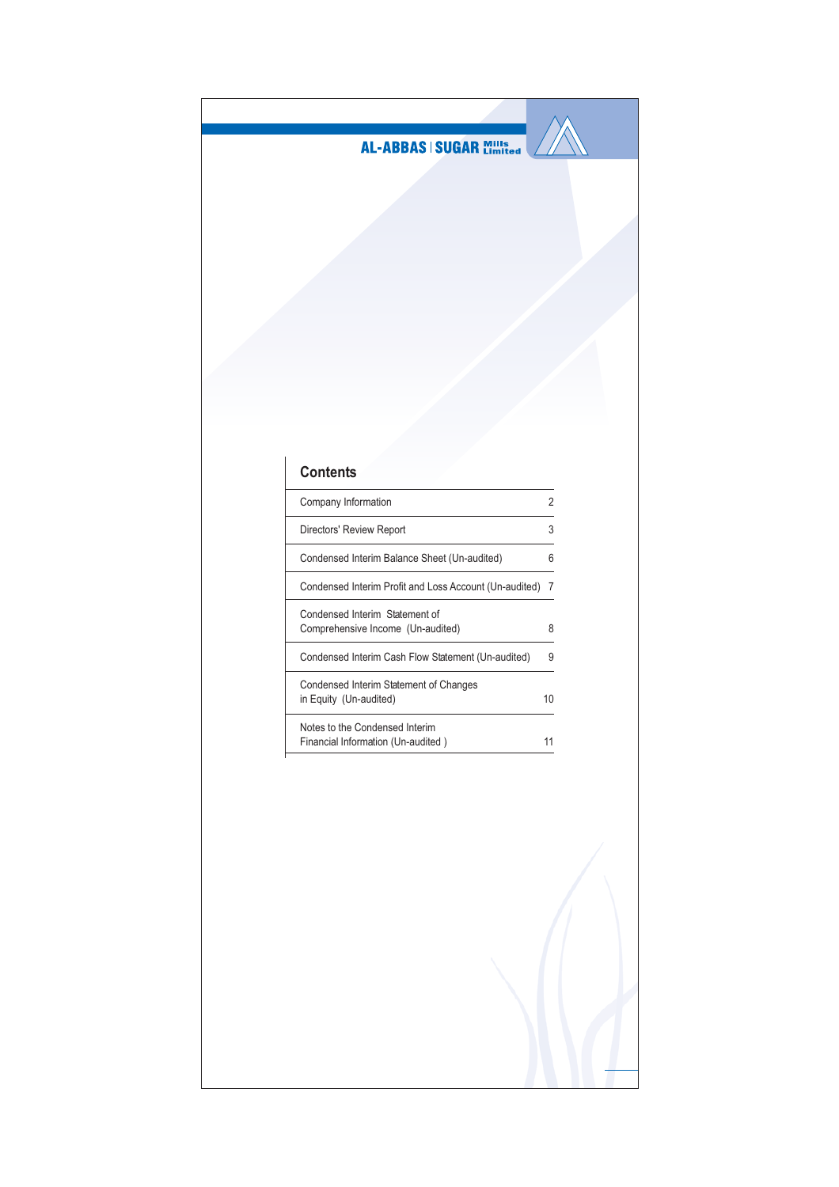AL-ABBAS SUGAR Mills Limited

## Contents

| | |
|---|---|
| Company Information | 2 |
| Directors' Review Report | 3 |
| Condensed Interim Balance Sheet (Un-audited) | 6 |
| Condensed Interim Profit and Loss Account (Un-audited) | 7 |
| Condensed Interim Statement of Comprehensive Income (Un-audited) | 8 |
| Condensed Interim Cash Flow Statement (Un-audited) | 9 |
| Condensed Interim Statement of Changes in Equity (Un-audited) | 10 |
| Notes to the Condensed Interim Financial Information (Un-audited ) | 11 |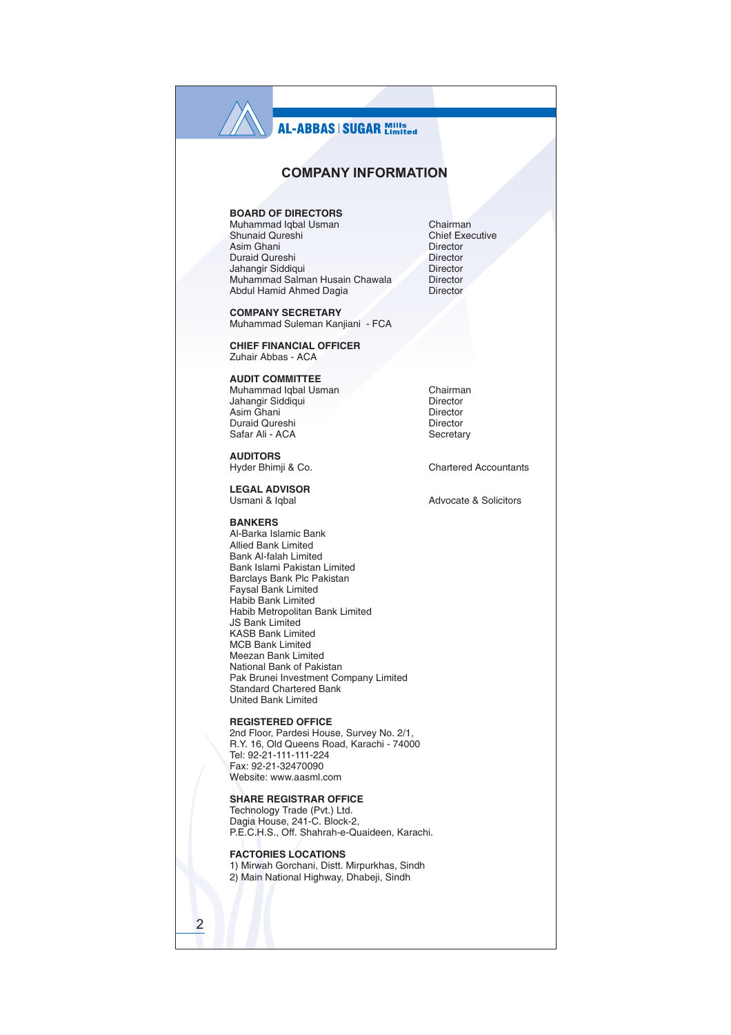AL-ABBAS | SUGAR Mills Limited

# COMPANY INFORMATION

**BOARD OF DIRECTORS**

| | |
|---|---|
| Muhammad Iqbal Usman | Chairman |
| Shunaid Qureshi | Chief Executive |
| Asim Ghani | Director |
| Duraid Qureshi | Director |
| Jahangir Siddiqui | Director |
| Muhammad Salman Husain Chawala | Director |
| Abdul Hamid Ahmed Dagia | Director |

**COMPANY SECRETARY**
Muhammad Suleman Kanjiani - FCA

**CHIEF FINANCIAL OFFICER**
Zuhair Abbas - ACA

**AUDIT COMMITTEE**

| | |
|---|---|
| Muhammad Iqbal Usman | Chairman |
| Jahangir Siddiqui | Director |
| Asim Ghani | Director |
| Duraid Qureshi | Director |
| Safar Ali - ACA | Secretary |

**AUDITORS**
Hyder Bhimji & Co. — Chartered Accountants

**LEGAL ADVISOR**
Usmani & Iqbal — Advocate & Solicitors

**BANKERS**
Al-Barka Islamic Bank
Allied Bank Limited
Bank Al-falah Limited
Bank Islami Pakistan Limited
Barclays Bank Plc Pakistan
Faysal Bank Limited
Habib Bank Limited
Habib Metropolitan Bank Limited
JS Bank Limited
KASB Bank Limited
MCB Bank Limited
Meezan Bank Limited
National Bank of Pakistan
Pak Brunei Investment Company Limited
Standard Chartered Bank
United Bank Limited

**REGISTERED OFFICE**
2nd Floor, Pardesi House, Survey No. 2/1,
R.Y. 16, Old Queens Road, Karachi - 74000
Tel: 92-21-111-111-224
Fax: 92-21-32470090
Website: www.aasml.com

**SHARE REGISTRAR OFFICE**
Technology Trade (Pvt.) Ltd.
Dagia House, 241-C. Block-2,
P.E.C.H.S., Off. Shahrah-e-Quaideen, Karachi.

**FACTORIES LOCATIONS**
1) Mirwah Gorchani, Distt. Mirpurkhas, Sindh
2) Main National Highway, Dhabeji, Sindh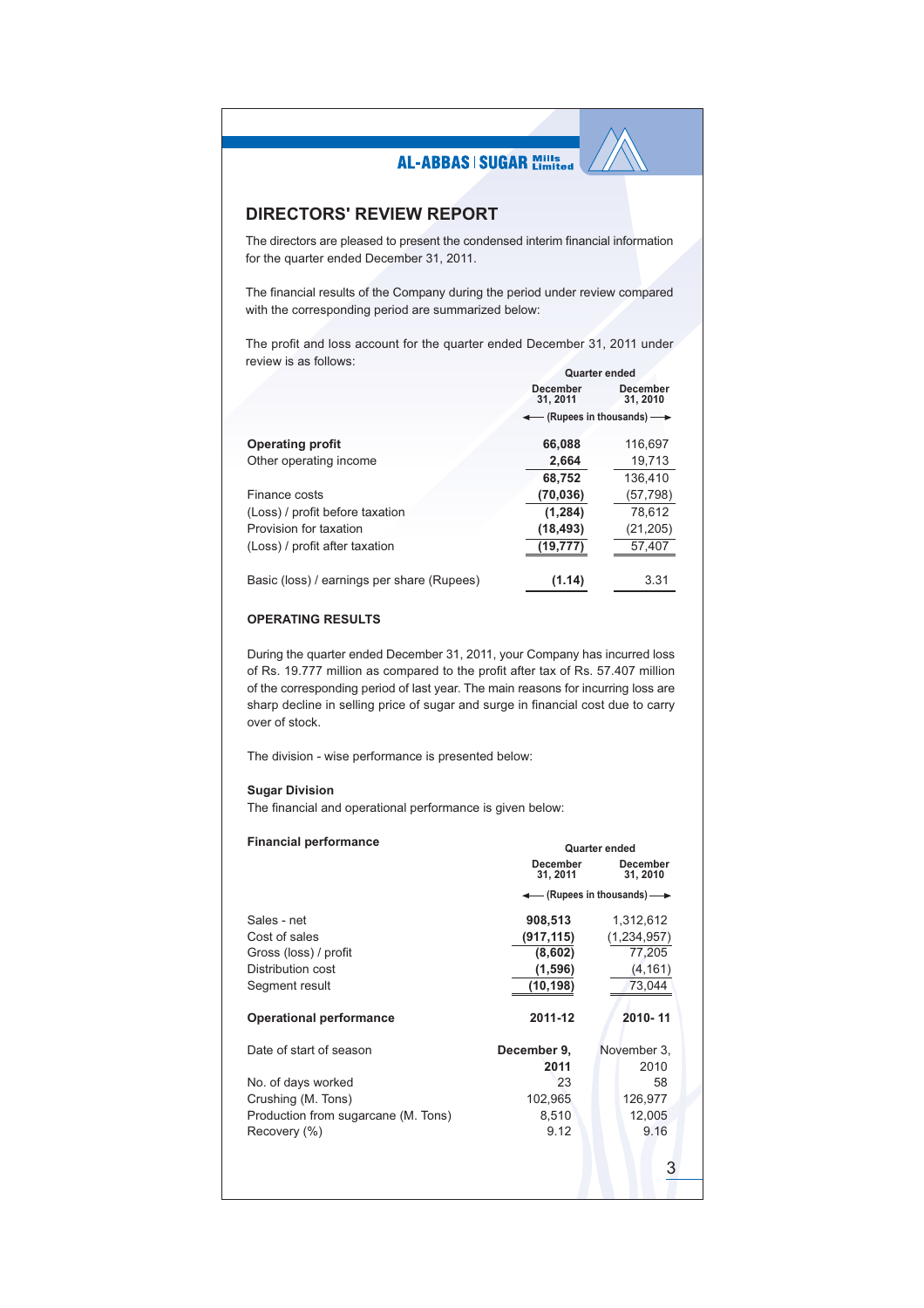## DIRECTORS' REVIEW REPORT

The directors are pleased to present the condensed interim financial information for the quarter ended December 31, 2011.

The financial results of the Company during the period under review compared with the corresponding period are summarized below:

The profit and loss account for the quarter ended December 31, 2011 under review is as follows:

| | Quarter ended | |
|---|---|---|
| | December 31, 2011 | December 31, 2010 |
| | (Rupees in thousands) | |
| **Operating profit** | **66,088** | 116,697 |
| Other operating income | **2,664** | 19,713 |
| | **68,752** | 136,410 |
| Finance costs | **(70,036)** | (57,798) |
| (Loss) / profit before taxation | **(1,284)** | 78,612 |
| Provision for taxation | **(18,493)** | (21,205) |
| (Loss) / profit after taxation | **(19,777)** | 57,407 |
| Basic (loss) / earnings per share (Rupees) | **(1.14)** | 3.31 |

### OPERATING RESULTS

During the quarter ended December 31, 2011, your Company has incurred loss of Rs. 19.777 million as compared to the profit after tax of Rs. 57.407 million of the corresponding period of last year. The main reasons for incurring loss are sharp decline in selling price of sugar and surge in financial cost due to carry over of stock.

The division - wise performance is presented below:

**Sugar Division**

The financial and operational performance is given below:

**Financial performance**

| | Quarter ended | |
|---|---|---|
| | December 31, 2011 | December 31, 2010 |
| | (Rupees in thousands) | |
| Sales - net | **908,513** | 1,312,612 |
| Cost of sales | **(917,115)** | (1,234,957) |
| Gross (loss) / profit | **(8,602)** | 77,205 |
| Distribution cost | **(1,596)** | (4,161) |
| Segment result | **(10,198)** | 73,044 |

| **Operational performance** | **2011-12** | **2010- 11** |
|---|---|---|
| Date of start of season | **December 9, 2011** | November 3, 2010 |
| No. of days worked | 23 | 58 |
| Crushing (M. Tons) | 102,965 | 126,977 |
| Production from sugarcane (M. Tons) | 8,510 | 12,005 |
| Recovery (%) | 9.12 | 9.16 |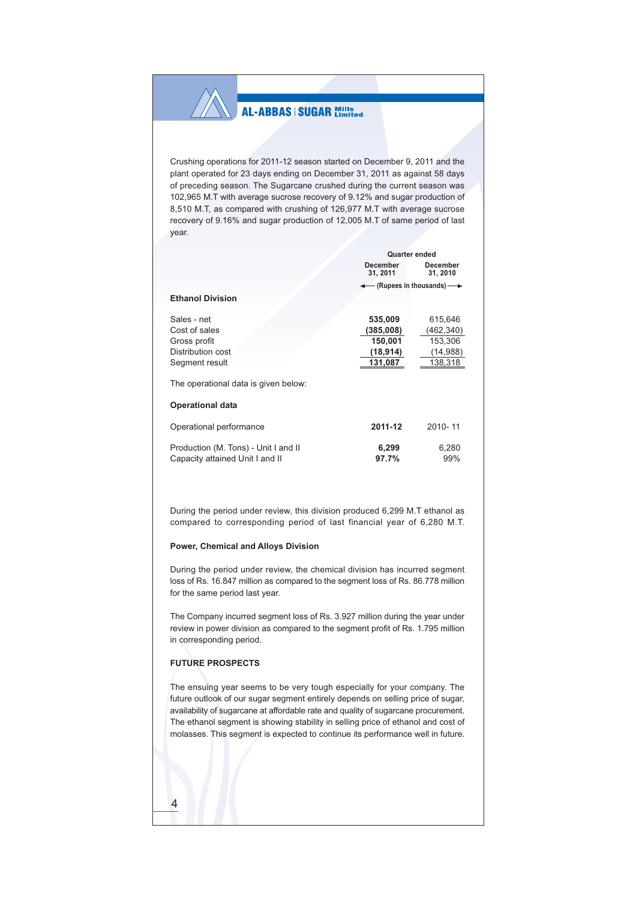Crushing operations for 2011-12 season started on December 9, 2011 and the plant operated for 23 days ending on December 31, 2011 as against 58 days of preceding season. The Sugarcane crushed during the current season was 102,965 M.T with average sucrose recovery of 9.12% and sugar production of 8,510 M.T, as compared with crushing of 126,977 M.T with average sucrose recovery of 9.16% and sugar production of 12,005 M.T of same period of last year.

| | Quarter ended | |
|---|---|---|
| | **December 31, 2011** | **December 31, 2010** |
| | (Rupees in thousands) | |
| **Ethanol Division** | | |
| Sales - net | **535,009** | 615,646 |
| Cost of sales | **(385,008)** | (462,340) |
| Gross profit | **150,001** | 153,306 |
| Distribution cost | **(18,914)** | (14,988) |
| Segment result | **131,087** | 138,318 |

The operational data is given below:

**Operational data**

| Operational performance | **2011-12** | 2010- 11 |
|---|---|---|
| Production (M. Tons) - Unit I and II | **6,299** | 6,280 |
| Capacity attained Unit I and II | **97.7%** | 99% |

During the period under review, this division produced 6,299 M.T ethanol as compared to corresponding period of last financial year of 6,280 M.T.

**Power, Chemical and Alloys Division**

During the period under review, the chemical division has incurred segment loss of Rs. 16.847 million as compared to the segment loss of Rs. 86.778 million for the same period last year.

The Company incurred segment loss of Rs. 3.927 million during the year under review in power division as compared to the segment profit of Rs. 1.795 million in corresponding period.

**FUTURE PROSPECTS**

The ensuing year seems to be very tough especially for your company. The future outlook of our sugar segment entirely depends on selling price of sugar, availability of sugarcane at affordable rate and quality of sugarcane procurement. The ethanol segment is showing stability in selling price of ethanol and cost of molasses. This segment is expected to continue its performance well in future.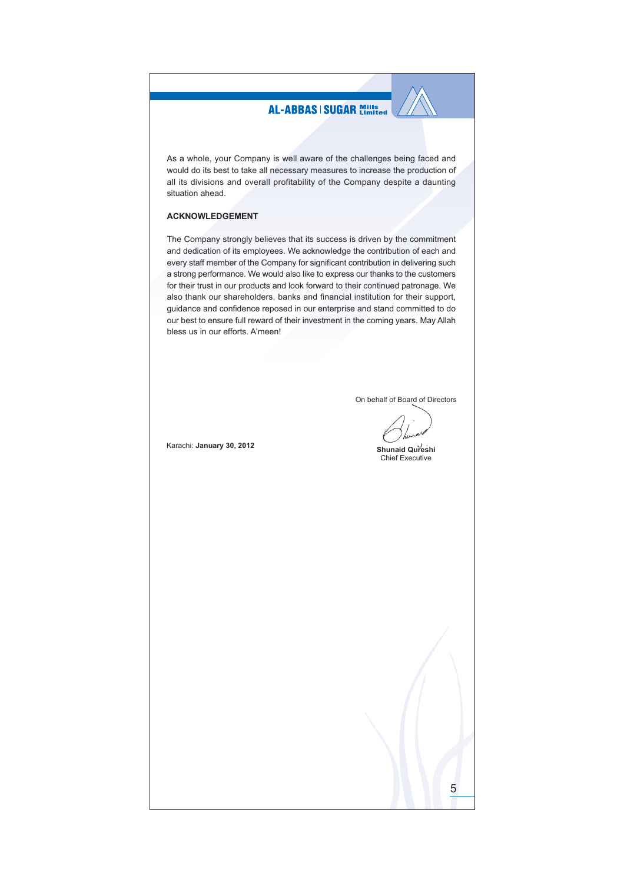As a whole, your Company is well aware of the challenges being faced and would do its best to take all necessary measures to increase the production of all its divisions and overall profitability of the Company despite a daunting situation ahead.

## ACKNOWLEDGEMENT

The Company strongly believes that its success is driven by the commitment and dedication of its employees. We acknowledge the contribution of each and every staff member of the Company for significant contribution in delivering such a strong performance. We would also like to express our thanks to the customers for their trust in our products and look forward to their continued patronage. We also thank our shareholders, banks and financial institution for their support, guidance and confidence reposed in our enterprise and stand committed to do our best to ensure full reward of their investment in the coming years. May Allah bless us in our efforts. A'meen!

On behalf of Board of Directors

**Shunaid Qureshi**
Chief Executive

Karachi: **January 30, 2012**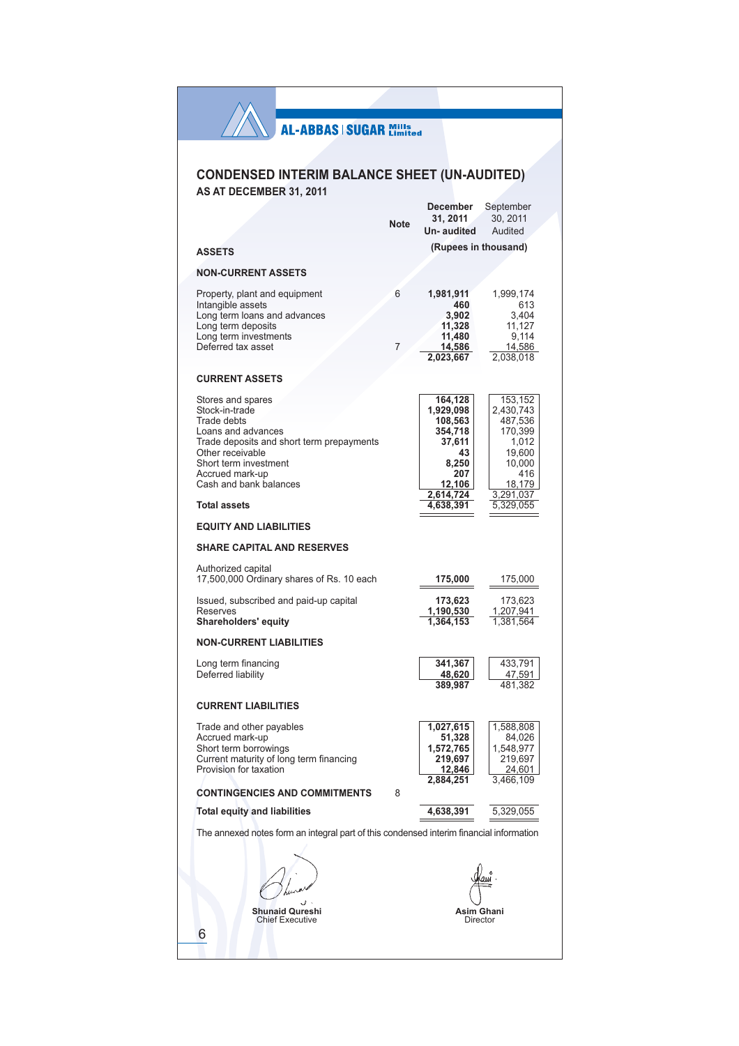AL-ABBAS | SUGAR Mills Limited

## CONDENSED INTERIM BALANCE SHEET (UN-AUDITED)

### AS AT DECEMBER 31, 2011

| | Note | December 31, 2011 Un- audited | September 30, 2011 Audited |
|---|---|---|---|
| | | (Rupees in thousand) | |
| **ASSETS** | | | |
| **NON-CURRENT ASSETS** | | | |
| Property, plant and equipment | 6 | **1,981,911** | 1,999,174 |
| Intangible assets | | **460** | 613 |
| Long term loans and advances | | **3,902** | 3,404 |
| Long term deposits | | **11,328** | 11,127 |
| Long term investments | | **11,480** | 9,114 |
| Deferred tax asset | 7 | **14,586** | 14,586 |
| | | **2,023,667** | 2,038,018 |
| **CURRENT ASSETS** | | | |
| Stores and spares | | **164,128** | 153,152 |
| Stock-in-trade | | **1,929,098** | 2,430,743 |
| Trade debts | | **108,563** | 487,536 |
| Loans and advances | | **354,718** | 170,399 |
| Trade deposits and short term prepayments | | **37,611** | 1,012 |
| Other receivable | | **43** | 19,600 |
| Short term investment | | **8,250** | 10,000 |
| Accrued mark-up | | **207** | 416 |
| Cash and bank balances | | **12,106** | 18,179 |
| | | **2,614,724** | 3,291,037 |
| **Total assets** | | **4,638,391** | 5,329,055 |
| **EQUITY AND LIABILITIES** | | | |
| **SHARE CAPITAL AND RESERVES** | | | |
| Authorized capital<br>17,500,000 Ordinary shares of Rs. 10 each | | **175,000** | 175,000 |
| Issued, subscribed and paid-up capital | | **173,623** | 173,623 |
| Reserves | | **1,190,530** | 1,207,941 |
| **Shareholders' equity** | | **1,364,153** | 1,381,564 |
| **NON-CURRENT LIABILITIES** | | | |
| Long term financing | | **341,367** | 433,791 |
| Deferred liability | | **48,620** | 47,591 |
| | | **389,987** | 481,382 |
| **CURRENT LIABILITIES** | | | |
| Trade and other payables | | **1,027,615** | 1,588,808 |
| Accrued mark-up | | **51,328** | 84,026 |
| Short term borrowings | | **1,572,765** | 1,548,977 |
| Current maturity of long term financing | | **219,697** | 219,697 |
| Provision for taxation | | **12,846** | 24,601 |
| | | **2,884,251** | 3,466,109 |
| **CONTINGENCIES AND COMMITMENTS** | 8 | | |
| **Total equity and liabilities** | | **4,638,391** | 5,329,055 |

The annexed notes form an integral part of this condensed interim financial information

**Shunaid Qureshi**
Chief Executive

**Asim Ghani**
Director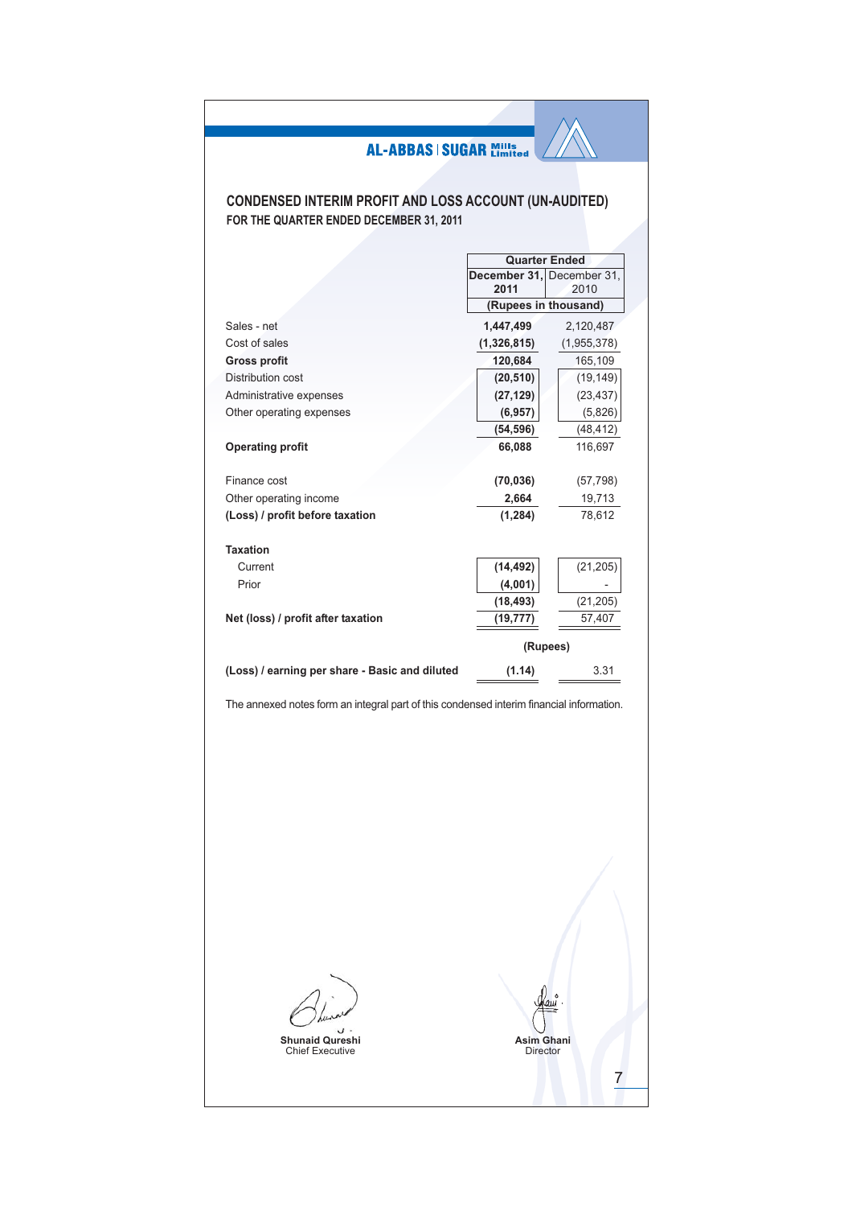AL-ABBAS SUGAR Mills Limited

# CONDENSED INTERIM PROFIT AND LOSS ACCOUNT (UN-AUDITED)

## FOR THE QUARTER ENDED DECEMBER 31, 2011

| | Quarter Ended | |
|---|---|---|
| | **December 31, 2011** | December 31, 2010 |
| | (Rupees in thousand) | |
| Sales - net | **1,447,499** | 2,120,487 |
| Cost of sales | **(1,326,815)** | (1,955,378) |
| **Gross profit** | **120,684** | 165,109 |
| Distribution cost | **(20,510)** | (19,149) |
| Administrative expenses | **(27,129)** | (23,437) |
| Other operating expenses | **(6,957)** | (5,826) |
| | **(54,596)** | (48,412) |
| **Operating profit** | **66,088** | 116,697 |
| Finance cost | **(70,036)** | (57,798) |
| Other operating income | **2,664** | 19,713 |
| **(Loss) / profit before taxation** | **(1,284)** | 78,612 |
| **Taxation** | | |
| Current | **(14,492)** | (21,205) |
| Prior | **(4,001)** | - |
| | **(18,493)** | (21,205) |
| **Net (loss) / profit after taxation** | **(19,777)** | 57,407 |
| | (Rupees) | |
| **(Loss) / earning per share - Basic and diluted** | **(1.14)** | 3.31 |

The annexed notes form an integral part of this condensed interim financial information.

**Shunaid Qureshi**
Chief Executive

**Asim Ghani**
Director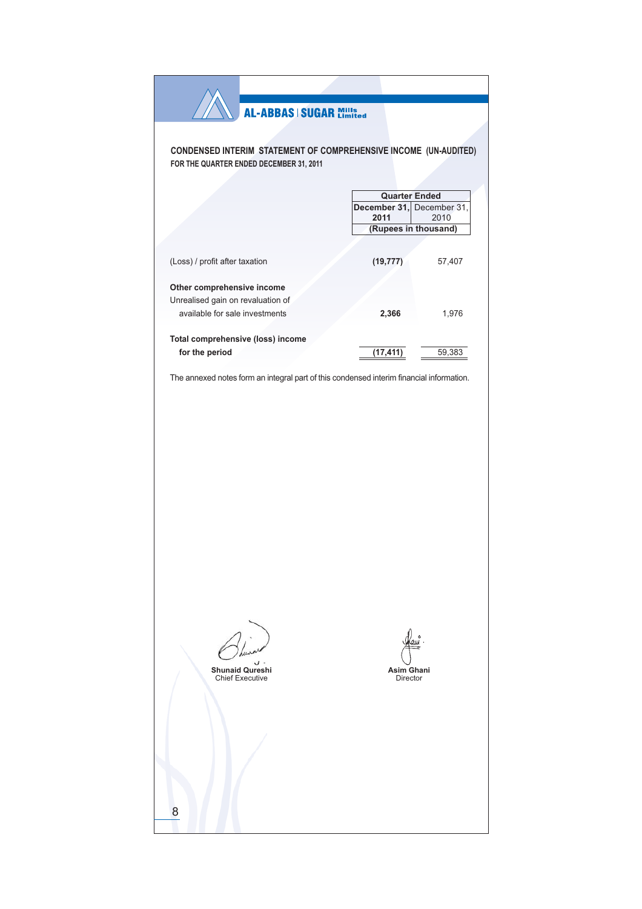**AL-ABBAS | SUGAR Mills Limited**

## CONDENSED INTERIM STATEMENT OF COMPREHENSIVE INCOME (UN-AUDITED)

### FOR THE QUARTER ENDED DECEMBER 31, 2011

| | Quarter Ended | |
|---|---|---|
| | **December 31, 2011** | December 31, 2010 |
| | (Rupees in thousand) | |
| (Loss) / profit after taxation | **(19,777)** | 57,407 |
| **Other comprehensive income** | | |
| Unrealised gain on revaluation of available for sale investments | **2,366** | 1,976 |
| **Total comprehensive (loss) income for the period** | **(17,411)** | 59,383 |

The annexed notes form an integral part of this condensed interim financial information.

**Shunaid Qureshi**
Chief Executive

**Asim Ghani**
Director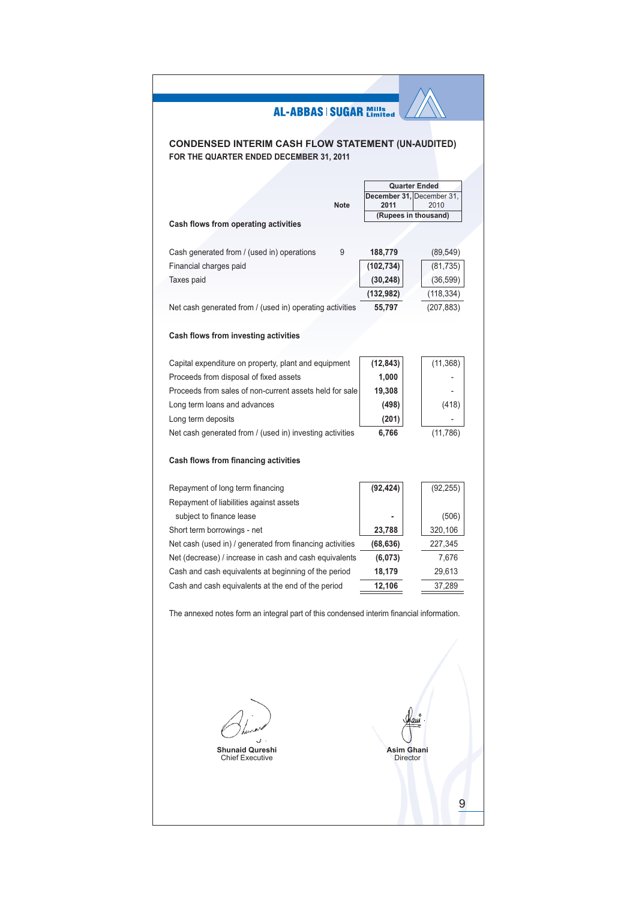AL-ABBAS | SUGAR Mills Limited

## CONDENSED INTERIM CASH FLOW STATEMENT (UN-AUDITED)

**FOR THE QUARTER ENDED DECEMBER 31, 2011**

| | Note | Quarter Ended December 31, 2011 | Quarter Ended December 31, 2010 |
|---|---|---|---|
| | | (Rupees in thousand) | |
| **Cash flows from operating activities** | | | |
| Cash generated from / (used in) operations | 9 | **188,779** | (89,549) |
| Financial charges paid | | **(102,734)** | (81,735) |
| Taxes paid | | **(30,248)** | (36,599) |
| | | **(132,982)** | (118,334) |
| Net cash generated from / (used in) operating activities | | **55,797** | (207,883) |
| **Cash flows from investing activities** | | | |
| Capital expenditure on property, plant and equipment | | **(12,843)** | (11,368) |
| Proceeds from disposal of fixed assets | | **1,000** | - |
| Proceeds from sales of non-current assets held for sale | | **19,308** | - |
| Long term loans and advances | | **(498)** | (418) |
| Long term deposits | | **(201)** | - |
| Net cash generated from / (used in) investing activities | | **6,766** | (11,786) |
| **Cash flows from financing activities** | | | |
| Repayment of long term financing | | **(92,424)** | (92,255) |
| Repayment of liabilities against assets subject to finance lease | | **-** | (506) |
| Short term borrowings - net | | **23,788** | 320,106 |
| Net cash (used in) / generated from financing activities | | **(68,636)** | 227,345 |
| Net (decrease) / increase in cash and cash equivalents | | **(6,073)** | 7,676 |
| Cash and cash equivalents at beginning of the period | | **18,179** | 29,613 |
| Cash and cash equivalents at the end of the period | | **12,106** | 37,289 |

The annexed notes form an integral part of this condensed interim financial information.

**Shunaid Qureshi**
Chief Executive

**Asim Ghani**
Director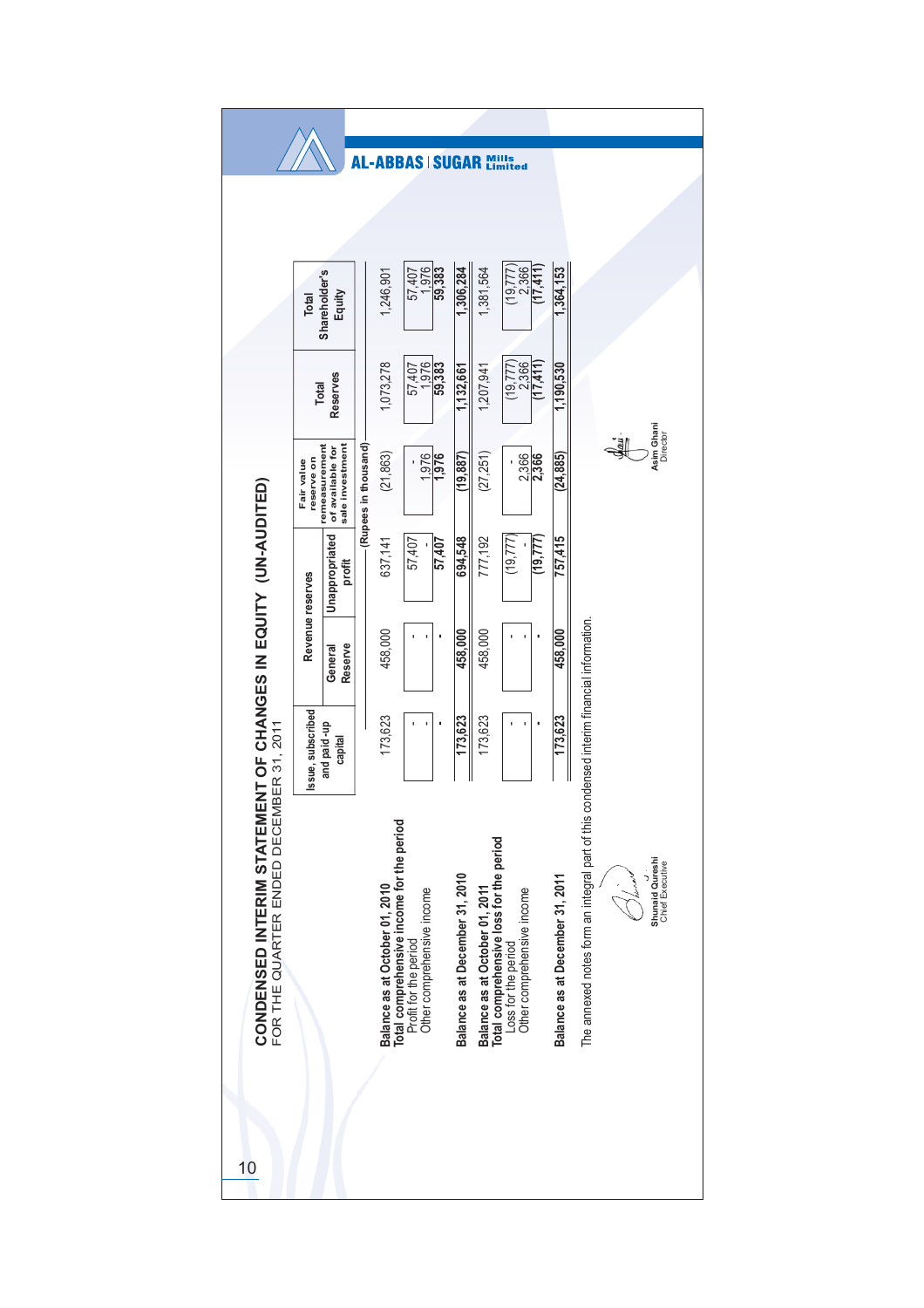# CONDENSED INTERIM STATEMENT OF CHANGES IN EQUITY (UN-AUDITED)

FOR THE QUARTER ENDED DECEMBER 31, 2011

| | Issue, subscribed and paid-up capital | Revenue reserves | | Fair value reserve on remeasurement of available for sale investment | Total Reserves | Total Shareholder's Equity |
|---|---|---|---|---|---|---|
| | | General Reserve | Unappropriated profit | | | |
| | (Rupees in thousand) | | | | | |
| **Balance as at October 01, 2010** | 173,623 | 458,000 | 637,141 | (21,863) | 1,073,278 | 1,246,901 |
| **Total comprehensive income for the period** | | | | | | |
| Profit for the period | - | - | 57,407 | - | 57,407 | 57,407 |
| Other comprehensive income | - | - | - | 1,976 | 1,976 | 1,976 |
| | - | - | 57,407 | 1,976 | 59,383 | 59,383 |
| **Balance as at December 31, 2010** | 173,623 | 458,000 | 694,548 | (19,887) | 1,132,661 | 1,306,284 |
| **Balance as at October 01, 2011** | 173,623 | 458,000 | 777,192 | (27,251) | 1,207,941 | 1,381,564 |
| **Total comprehensive loss for the period** | | | | | | |
| Loss for the period | - | - | (19,777) | - | (19,777) | (19,777) |
| Other comprehensive income | - | - | - | 2,366 | 2,366 | 2,366 |
| | - | - | (19,777) | 2,366 | (17,411) | (17,411) |
| **Balance as at December 31, 2011** | 173,623 | 458,000 | 757,415 | (24,885) | 1,190,530 | 1,364,153 |

The annexed notes form an integral part of this condensed interim financial information.

**Shunaid Qureshi**
Chief Executive

**Asim Ghani**
Director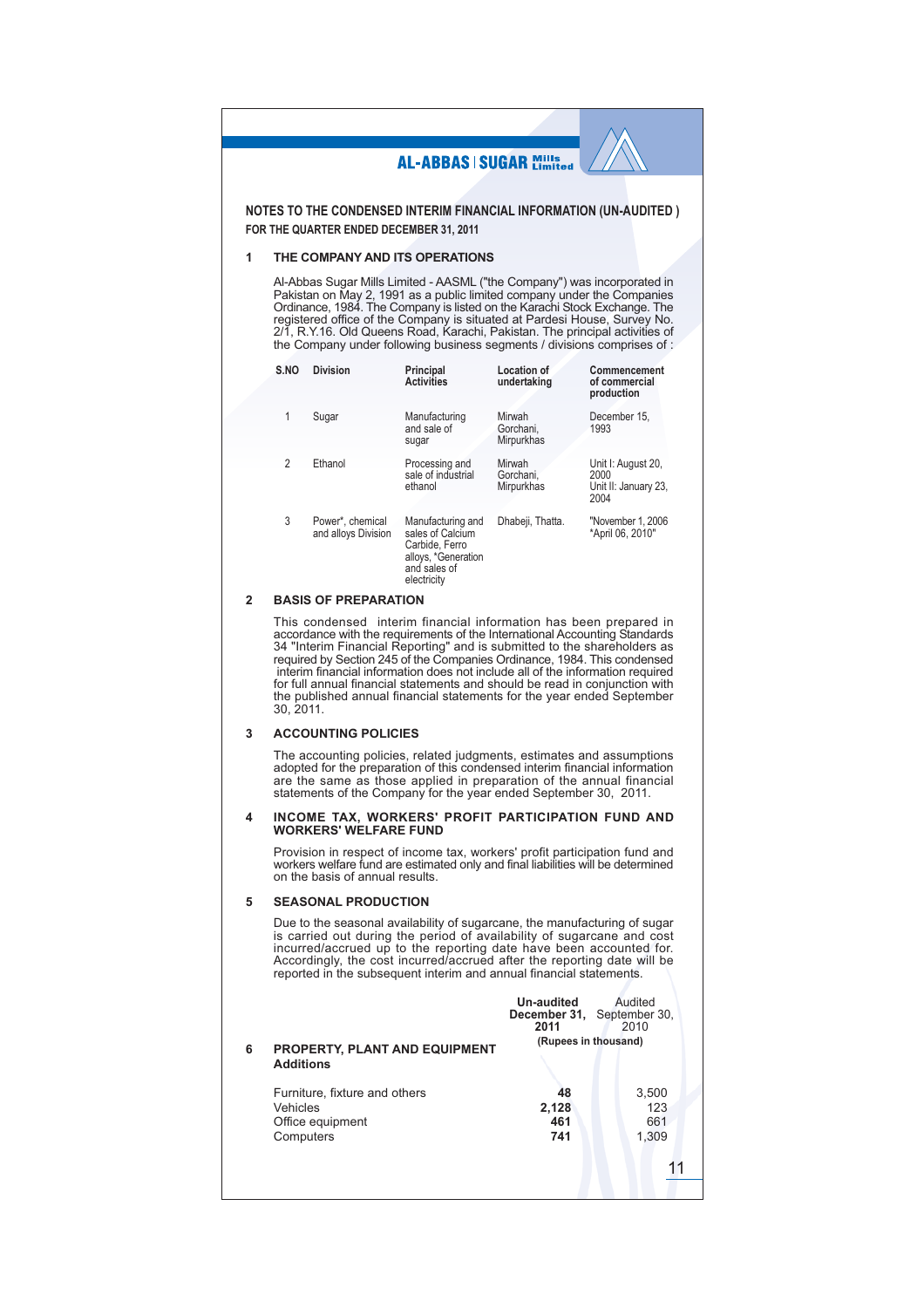## NOTES TO THE CONDENSED INTERIM FINANCIAL INFORMATION (UN-AUDITED )
### FOR THE QUARTER ENDED DECEMBER 31, 2011

### 1 THE COMPANY AND ITS OPERATIONS

Al-Abbas Sugar Mills Limited - AASML ("the Company") was incorporated in Pakistan on May 2, 1991 as a public limited company under the Companies Ordinance, 1984. The Company is listed on the Karachi Stock Exchange. The registered office of the Company is situated at Pardesi House, Survey No. 2/1, R.Y.16. Old Queens Road, Karachi, Pakistan. The principal activities of the Company under following business segments / divisions comprises of :

| S.NO | Division | Principal Activities | Location of undertaking | Commencement of commercial production |
|---|---|---|---|---|
| 1 | Sugar | Manufacturing and sale of sugar | Mirwah Gorchani, Mirpurkhas | December 15, 1993 |
| 2 | Ethanol | Processing and sale of industrial ethanol | Mirwah Gorchani, Mirpurkhas | Unit I: August 20, 2000 Unit II: January 23, 2004 |
| 3 | Power*, chemical and alloys Division | Manufacturing and sales of Calcium Carbide, Ferro alloys, *Generation and sales of electricity | Dhabeji, Thatta. | "November 1, 2006 *April 06, 2010" |

### 2 BASIS OF PREPARATION

This condensed interim financial information has been prepared in accordance with the requirements of the International Accounting Standards 34 "Interim Financial Reporting" and is submitted to the shareholders as required by Section 245 of the Companies Ordinance, 1984. This condensed interim financial information does not include all of the information required for full annual financial statements and should be read in conjunction with the published annual financial statements for the year ended September 30, 2011.

### 3 ACCOUNTING POLICIES

The accounting policies, related judgments, estimates and assumptions adopted for the preparation of this condensed interim financial information are the same as those applied in preparation of the annual financial statements of the Company for the year ended September 30, 2011.

### 4 INCOME TAX, WORKERS' PROFIT PARTICIPATION FUND AND WORKERS' WELFARE FUND

Provision in respect of income tax, workers' profit participation fund and workers welfare fund are estimated only and final liabilities will be determined on the basis of annual results.

### 5 SEASONAL PRODUCTION

Due to the seasonal availability of sugarcane, the manufacturing of sugar is carried out during the period of availability of sugarcane and cost incurred/accrued up to the reporting date have been accounted for. Accordingly, the cost incurred/accrued after the reporting date will be reported in the subsequent interim and annual financial statements.

| | **Un-audited December 31, 2011** | Audited September 30, 2010 |
|---|---|---|
| | (Rupees in thousand) | |
| **6 PROPERTY, PLANT AND EQUIPMENT** | | |
| **Additions** | | |
| Furniture, fixture and others | **48** | 3,500 |
| Vehicles | **2,128** | 123 |
| Office equipment | **461** | 661 |
| Computers | **741** | 1,309 |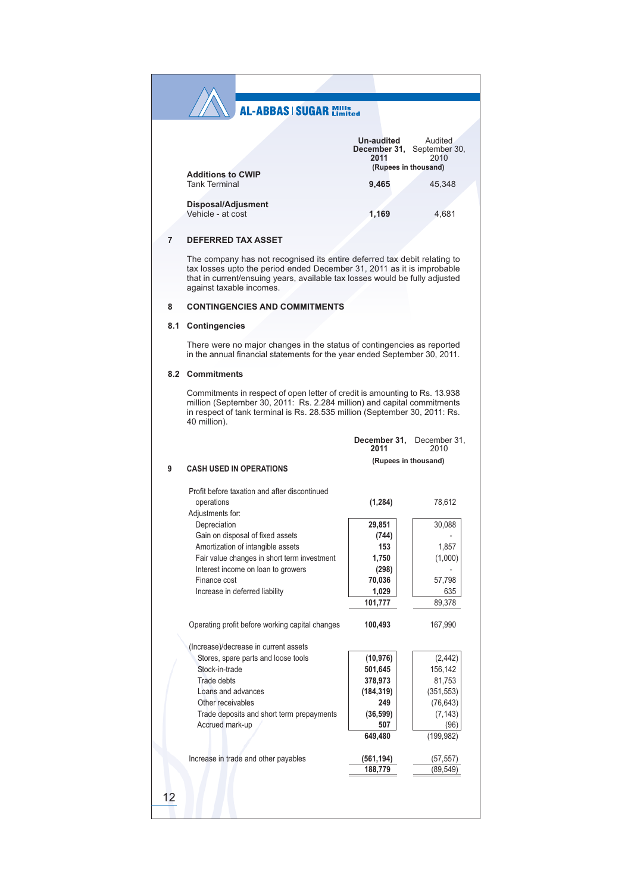| | Un-audited December 31, 2011 | Audited September 30, 2010 |
|---|---|---|
| | (Rupees in thousand) | |
| **Additions to CWIP** | | |
| Tank Terminal | **9,465** | 45,348 |
| **Disposal/Adjusment** | | |
| Vehicle - at cost | **1,169** | 4,681 |

## 7 DEFERRED TAX ASSET

The company has not recognised its entire deferred tax debit relating to tax losses upto the period ended December 31, 2011 as it is improbable that in current/ensuing years, available tax losses would be fully adjusted against taxable incomes.

## 8 CONTINGENCIES AND COMMITMENTS

### 8.1 Contingencies

There were no major changes in the status of contingencies as reported in the annual financial statements for the year ended September 30, 2011.

### 8.2 Commitments

Commitments in respect of open letter of credit is amounting to Rs. 13.938 million (September 30, 2011: Rs. 2.284 million) and capital commitments in respect of tank terminal is Rs. 28.535 million (September 30, 2011: Rs. 40 million).

## 9 CASH USED IN OPERATIONS

| | December 31, 2011 | December 31, 2010 |
|---|---|---|
| | (Rupees in thousand) | |
| Profit before taxation and after discontinued operations | **(1,284)** | 78,612 |
| Adjustments for: | | |
| Depreciation | **29,851** | 30,088 |
| Gain on disposal of fixed assets | **(744)** | - |
| Amortization of intangible assets | **153** | 1,857 |
| Fair value changes in short term investment | **1,750** | (1,000) |
| Interest income on loan to growers | **(298)** | - |
| Finance cost | **70,036** | 57,798 |
| Increase in deferred liability | **1,029** | 635 |
| | **101,777** | 89,378 |
| Operating profit before working capital changes | **100,493** | 167,990 |
| (Increase)/decrease in current assets | | |
| Stores, spare parts and loose tools | **(10,976)** | (2,442) |
| Stock-in-trade | **501,645** | 156,142 |
| Trade debts | **378,973** | 81,753 |
| Loans and advances | **(184,319)** | (351,553) |
| Other receivables | **249** | (76,643) |
| Trade deposits and short term prepayments | **(36,599)** | (7,143) |
| Accrued mark-up | **507** | (96) |
| | **649,480** | (199,982) |
| Increase in trade and other payables | **(561,194)** | (57,557) |
| | **188,779** | (89,549) |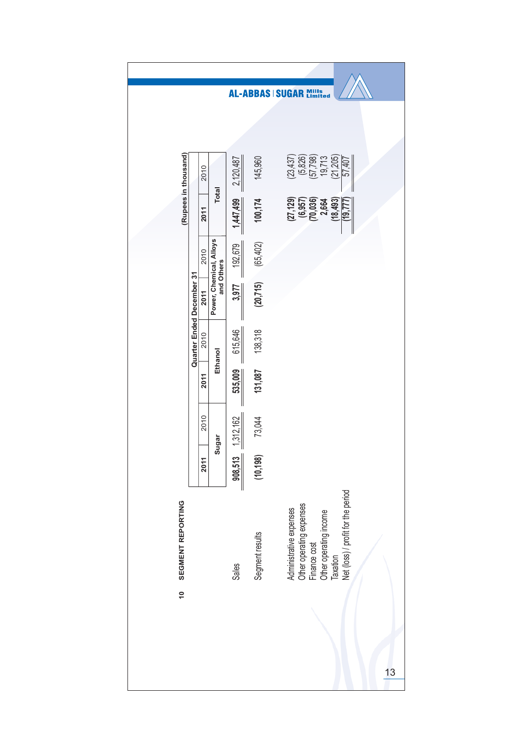## 10 SEGMENT REPORTING

(Rupees in thousand)

| | Quarter Ended December 31 | | | | | | | |
|---|---|---|---|---|---|---|---|---|
| | Sugar | | Ethanol | | Power, Chemical, Alloys and Others | | Total | |
| | 2011 | 2010 | 2011 | 2010 | 2011 | 2010 | 2011 | 2010 |
| Sales | **908,513** | 1,312,162 | **535,009** | 615,646 | **3,977** | 192,679 | **1,447,499** | 2,120,487 |
| Segment results | **(10,198)** | 73,044 | **131,087** | 138,318 | **(20,715)** | (65,402) | **100,174** | 145,960 |
| Administrative expenses | | | | | | | **(27,129)** | (23,437) |
| Other operating expenses | | | | | | | **(6,957)** | (5,826) |
| Finance cost | | | | | | | **(70,036)** | (57,798) |
| Other operating income | | | | | | | **2,664** | 19,713 |
| Taxation | | | | | | | **(18,493)** | (21,205) |
| Net (loss) / profit for the period | | | | | | | **(19,777)** | 57,407 |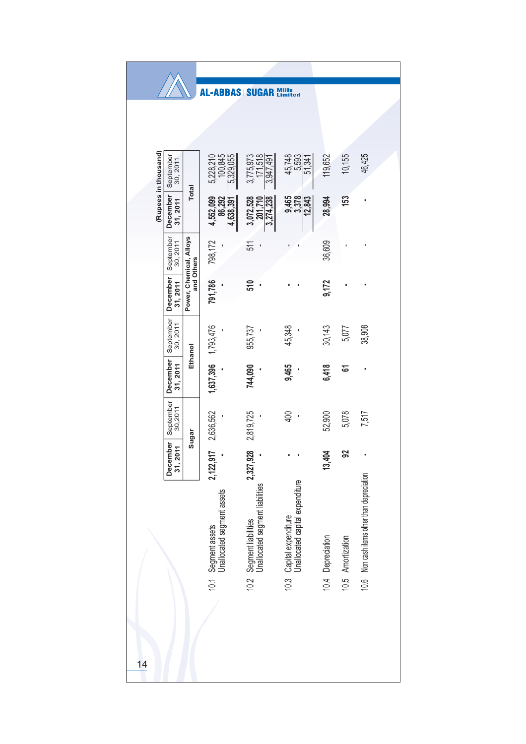(Rupees in thousand)

| | | Sugar | | Ethanol | | Power, Chemical, Alloys and Others | | Total | |
|---|---|---|---|---|---|---|---|---|---|
| | | December 31, 2011 | September 30,2011 | December 31, 2011 | September 30, 2011 | December 31, 2011 | September 30, 2011 | December 31, 2011 | September 30, 2011 |
| 10.1 | Segment assets | **2,122,917** | 2,636,562 | **1,637,396** | 1,793,476 | **791,786** | 798,172 | **4,552,099** | 5,228,210 |
| | Unallocated segment assets | **-** | - | **-** | - | **-** | - | **86,292** | 100,845 |
| | | | | | | | | **4,638,391** | 5,329,055 |
| 10.2 | Segment liabilities | **2,327,928** | 2,819,725 | **744,090** | 955,737 | **510** | 511 | **3,072,528** | 3,775,973 |
| | Unallocated segment liabilities | **-** | - | **-** | - | **-** | - | **201,710** | 171,518 |
| | | | | | | | | **3,274,238** | 3,947,491 |
| 10.3 | Capital expenditure | **-** | 400 | **9,465** | 45,348 | **-** | - | **9,465** | 45,748 |
| | Unallocated capital expenditure | **-** | - | **-** | - | **-** | - | **3,378** | 5,593 |
| | | | | | | | | **12,843** | 51,341 |
| 10.4 | Depreciation | **13,404** | 52,900 | **6,418** | 30,143 | **9,172** | 36,609 | **28,994** | 119,652 |
| 10.5 | Amortization | **92** | 5,078 | **61** | 5,077 | **-** | - | **153** | 10,155 |
| 10.6 | Non cash items other than depreciation | **-** | 7,517 | **-** | 38,908 | **-** | - | **-** | 46,425 |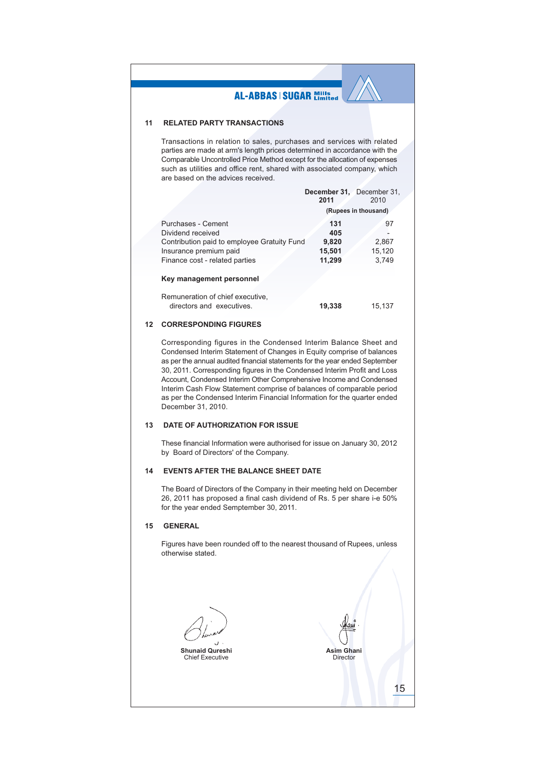## 11 RELATED PARTY TRANSACTIONS

Transactions in relation to sales, purchases and services with related parties are made at arm's length prices determined in accordance with the Comparable Uncontrolled Price Method except for the allocation of expenses such as utilities and office rent, shared with associated company, which are based on the advices received.

| | **December 31, 2011** | December 31, 2010 |
|---|---|---|
| | **(Rupees in thousand)** | |
| Purchases - Cement | **131** | 97 |
| Dividend received | **405** | - |
| Contribution paid to employee Gratuity Fund | **9,820** | 2,867 |
| Insurance premium paid | **15,501** | 15,120 |
| Finance cost - related parties | **11,299** | 3,749 |
| **Key management personnel** | | |
| Remuneration of chief executive, directors and executives. | **19,338** | 15,137 |

## 12 CORRESPONDING FIGURES

Corresponding figures in the Condensed Interim Balance Sheet and Condensed Interim Statement of Changes in Equity comprise of balances as per the annual audited financial statements for the year ended September 30, 2011. Corresponding figures in the Condensed Interim Profit and Loss Account, Condensed Interim Other Comprehensive Income and Condensed Interim Cash Flow Statement comprise of balances of comparable period as per the Condensed Interim Financial Information for the quarter ended December 31, 2010.

## 13 DATE OF AUTHORIZATION FOR ISSUE

These financial Information were authorised for issue on January 30, 2012 by Board of Directors' of the Company.

## 14 EVENTS AFTER THE BALANCE SHEET DATE

The Board of Directors of the Company in their meeting held on December 26, 2011 has proposed a final cash dividend of Rs. 5 per share i-e 50% for the year ended Semptember 30, 2011.

## 15 GENERAL

Figures have been rounded off to the nearest thousand of Rupees, unless otherwise stated.

**Shunaid Qureshi**
Chief Executive

**Asim Ghani**
Director